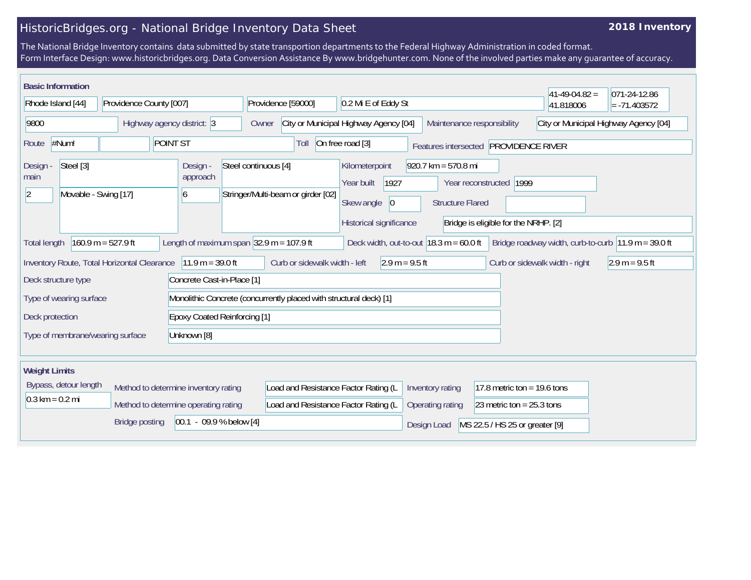# HistoricBridges.org - National Bridge Inventory Data Sheet

**2018 Inventory**

The National Bridge Inventory contains data submitted by state transportion departments to the Federal Highway Administration in coded format.
Form Interface Design: www.historicbridges.org. Data Conversion Assistance By www.bridgehunter.com. None of the involved parties make any guarantee of accuracy.

## Basic Information

Rhode Island [44] | Providence County [007] | Providence [59000] | 0.2 Mi E of Eddy St | 41-49-04.82 = 41.818006 | 071-24-12.86 = -71.403572

9800 | Highway agency district: 3 | Owner: City or Municipal Highway Agency [04] | Maintenance responsibility: City or Municipal Highway Agency [04]

Route: #Num! | | POINT ST | Toll: On free road [3] | Features intersected: PROVIDENCE RIVER

Design - main: Steel [3]; 2 | Movable - Swing [17]

Design - approach: Steel continuous [4]; 6 | Stringer/Multi-beam or girder [02]

Kilometerpoint: 920.7 km = 570.8 mi

Year built: 1927 | Year reconstructed: 1999

Skew angle: 0 | Structure Flared:

Historical significance: Bridge is eligible for the NRHP. [2]

Total length: 160.9 m = 527.9 ft | Length of maximum span: 32.9 m = 107.9 ft | Deck width, out-to-out: 18.3 m = 60.0 ft | Bridge roadway width, curb-to-curb: 11.9 m = 39.0 ft

Inventory Route, Total Horizontal Clearance: 11.9 m = 39.0 ft | Curb or sidewalk width - left: 2.9 m = 9.5 ft | Curb or sidewalk width - right: 2.9 m = 9.5 ft

Deck structure type: Concrete Cast-in-Place [1]

Type of wearing surface: Monolithic Concrete (concurrently placed with structural deck) [1]

Deck protection: Epoxy Coated Reinforcing [1]

Type of membrane/wearing surface: Unknown [8]

## Weight Limits

Bypass, detour length: 0.3 km = 0.2 mi

Method to determine inventory rating: Load and Resistance Factor Rating (L | Inventory rating: 17.8 metric ton = 19.6 tons

Method to determine operating rating: Load and Resistance Factor Rating (L | Operating rating: 23 metric ton = 25.3 tons

Bridge posting: 00.1 - 09.9 % below [4] | Design Load: MS 22.5 / HS 25 or greater [9]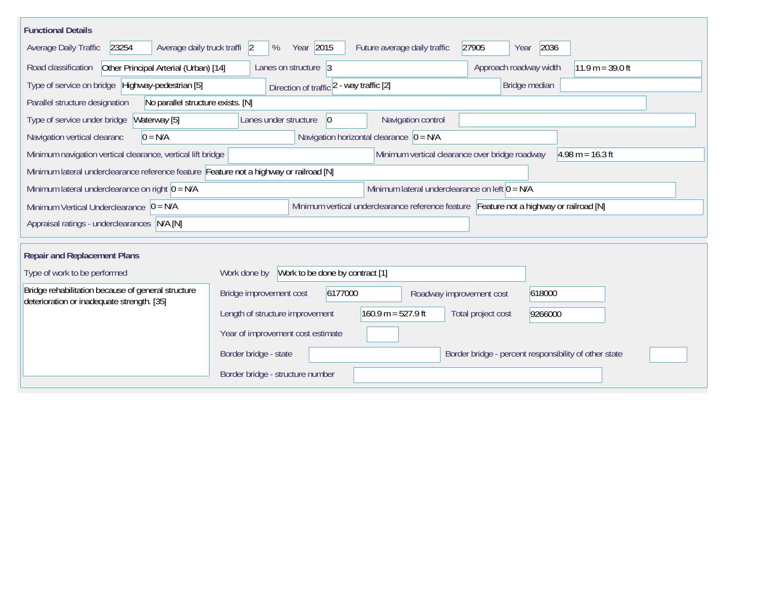## Functional Details

| | | | | | | | | |
|---|---|---|---|---|---|---|---|---|
| Average Daily Traffic | 23254 | Average daily truck traffi | 2 | % | Year | 2015 | Future average daily traffic | 27905 | 

Year: 2036

| | |
|---|---|
| Road classification | Other Principal Arterial (Urban) [14] |
| Lanes on structure | 3 |
| Approach roadway width | 11.9 m = 39.0 ft |
| Type of service on bridge | Highway-pedestrian [5] |
| Direction of traffic | 2 - way traffic [2] |
| Bridge median | |
| Parallel structure designation | No parallel structure exists. [N] |
| Type of service under bridge | Waterway [5] |
| Lanes under structure | 0 |
| Navigation control | |
| Navigation vertical clearanc | 0 = N/A |
| Navigation horizontal clearance | 0 = N/A |
| Minimum navigation vertical clearance, vertical lift bridge | |
| Minimum vertical clearance over bridge roadway | 4.98 m = 16.3 ft |
| Minimum lateral underclearance reference feature | Feature not a highway or railroad [N] |
| Minimum lateral underclearance on right | 0 = N/A |
| Minimum lateral underclearance on left | 0 = N/A |
| Minimum Vertical Underclearance | 0 = N/A |
| Minimum vertical underclearance reference feature | Feature not a highway or railroad [N] |
| Appraisal ratings - underclearances | N/A [N] |

## Repair and Replacement Plans

| | |
|---|---|
| Type of work to be performed | Bridge rehabilitation because of general structure deterioration or inadequate strength. [35] |
| Work done by | Work to be done by contract [1] |
| Bridge improvement cost | 6177000 |
| Roadway improvement cost | 618000 |
| Length of structure improvement | 160.9 m = 527.9 ft |
| Total project cost | 9266000 |
| Year of improvement cost estimate | |
| Border bridge - state | |
| Border bridge - percent responsibility of other state | |
| Border bridge - structure number | |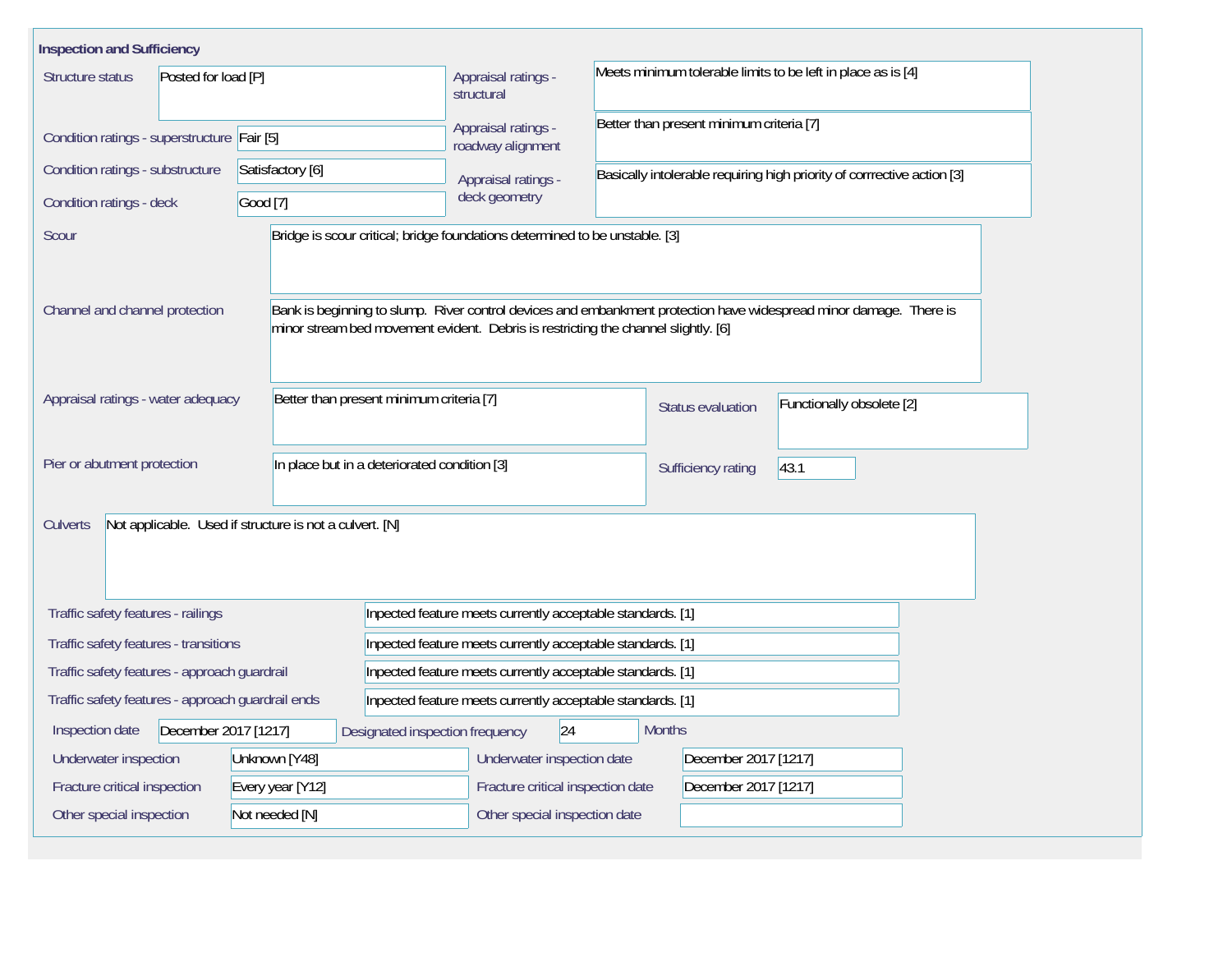## Inspection and Sufficiency

| | |
|---|---|
| Structure status | Posted for load [P] |
| Condition ratings - superstructure | Fair [5] |
| Condition ratings - substructure | Satisfactory [6] |
| Condition ratings - deck | Good [7] |
| Appraisal ratings - structural | Meets minimum tolerable limits to be left in place as is [4] |
| Appraisal ratings - roadway alignment | Better than present minimum criteria [7] |
| Appraisal ratings - deck geometry | Basically intolerable requiring high priority of corrrective action [3] |
| Scour | Bridge is scour critical; bridge foundations determined to be unstable. [3] |
| Channel and channel protection | Bank is beginning to slump. River control devices and embankment protection have widespread minor damage. There is minor stream bed movement evident. Debris is restricting the channel slightly. [6] |
| Appraisal ratings - water adequacy | Better than present minimum criteria [7] |
| Status evaluation | Functionally obsolete [2] |
| Pier or abutment protection | In place but in a deteriorated condition [3] |
| Sufficiency rating | 43.1 |
| Culverts | Not applicable. Used if structure is not a culvert. [N] |
| Traffic safety features - railings | Inpected feature meets currently acceptable standards. [1] |
| Traffic safety features - transitions | Inpected feature meets currently acceptable standards. [1] |
| Traffic safety features - approach guardrail | Inpected feature meets currently acceptable standards. [1] |
| Traffic safety features - approach guardrail ends | Inpected feature meets currently acceptable standards. [1] |
| Inspection date | December 2017 [1217] |
| Designated inspection frequency | 24 Months |
| Underwater inspection | Unknown [Y48] |
| Underwater inspection date | December 2017 [1217] |
| Fracture critical inspection | Every year [Y12] |
| Fracture critical inspection date | December 2017 [1217] |
| Other special inspection | Not needed [N] |
| Other special inspection date | |